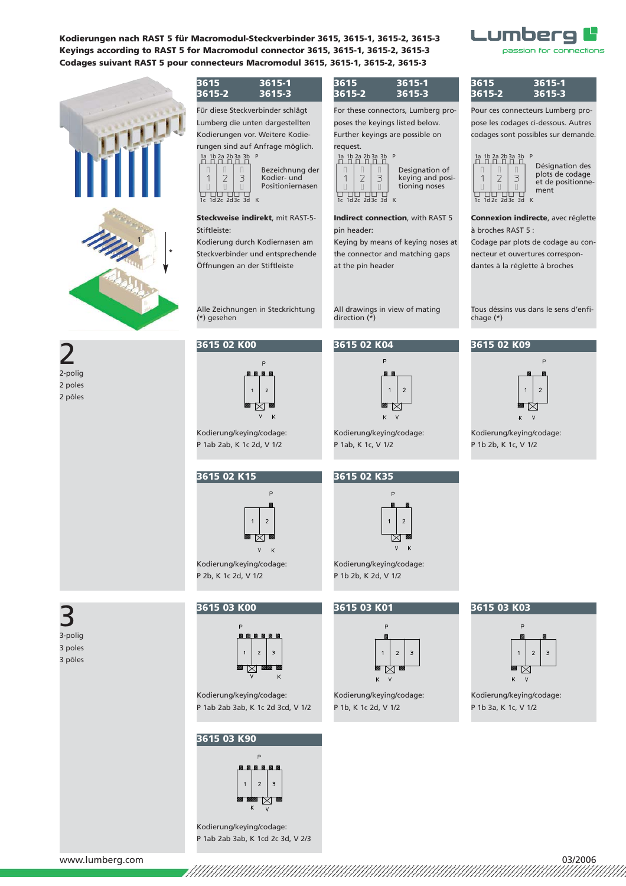**Kodierungen nach RAST 5 für Macromodul-Steckverbinder 3615, 3615-1, 3615-2, 3615-3**
**Keyings according to RAST 5 for Macromodul connector 3615, 3615-1, 3615-2, 3615-3**
**Codages suivant RAST 5 pour connecteurs Macromodul 3615, 3615-1, 3615-2, 3615-3**

Lumberg – passion for connections

## 3615 / 3615-1 / 3615-2 / 3615-3

Für diese Steckverbinder schlägt Lumberg die unten dargestellten Kodierungen vor. Weitere Kodierungen sind auf Anfrage möglich.

1a 1b 2a 2b 3a 3b P — 1 2 3 — 1c 1d 2c 2d 3c 3d K
Bezeichnung der Kodier- und Positioniernasen

**Steckweise indirekt**, mit RAST-5-Stiftleiste:
Kodierung durch Kodiernasen am Steckverbinder und entsprechende Öffnungen an der Stiftleiste

Alle Zeichnungen in Steckrichtung (*) gesehen

For these connectors, Lumberg proposes the keyings listed below. Further keyings are possible on request.

Designation of keying and positioning noses

**Indirect connection**, with RAST 5 pin header:
Keying by means of keying noses at the connector and matching gaps at the pin header

All drawings in view of mating direction (*)

Pour ces connecteurs Lumberg propose les codages ci-dessous. Autres codages sont possibles sur demande.

Désignation des plots de codage et de positionnement

**Connexion indirecte**, avec réglette à broches RAST 5 :
Codage par plots de codage au connecteur et ouvertures correspondantes à la réglette à broches

Tous déssins vus dans le sens d'enfichage (*)

## 2
2-polig
2 poles
2 pôles

### 3615 02 K00
Kodierung/keying/codage:
P 1ab 2ab, K 1c 2d, V 1/2

### 3615 02 K04
Kodierung/keying/codage:
P 1ab, K 1c, V 1/2

### 3615 02 K09
Kodierung/keying/codage:
P 1b 2b, K 1c, V 1/2

### 3615 02 K15
Kodierung/keying/codage:
P 2b, K 1c 2d, V 1/2

### 3615 02 K35
Kodierung/keying/codage:
P 1b 2b, K 2d, V 1/2

## 3
3-polig
3 poles
3 pôles

### 3615 03 K00
Kodierung/keying/codage:
P 1ab 2ab 3ab, K 1c 2d 3cd, V 1/2

### 3615 03 K01
Kodierung/keying/codage:
P 1b, K 1c 2d, V 1/2

### 3615 03 K03
Kodierung/keying/codage:
P 1b 3a, K 1c, V 1/2

### 3615 03 K90
Kodierung/keying/codage:
P 1ab 2ab 3ab, K 1cd 2c 3d, V 2/3

www.lumberg.com

03/2006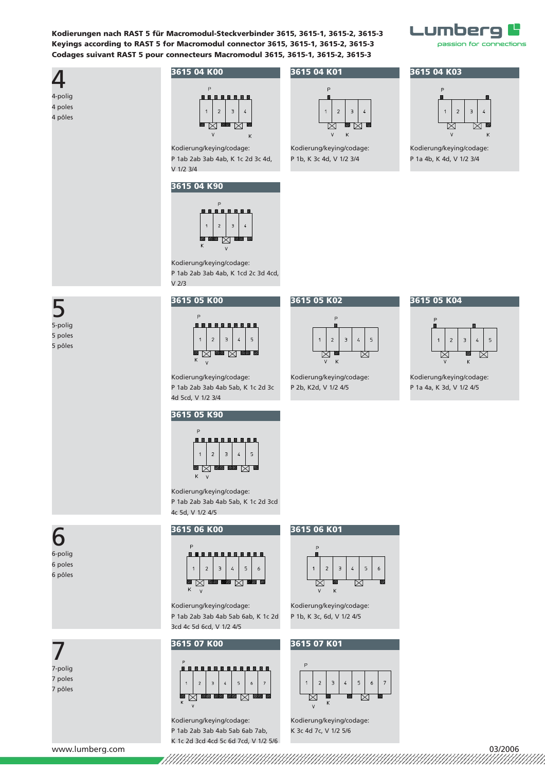**Kodierungen nach RAST 5 für Macromodul-Steckverbinder 3615, 3615-1, 3615-2, 3615-3**
**Keyings according to RAST 5 for Macromodul connector 3615, 3615-1, 3615-2, 3615-3**
**Codages suivant RAST 5 pour connecteurs Macromodul 3615, 3615-1, 3615-2, 3615-3**

## 4

4-polig
4 poles
4 pôles

### 3615 04 K00

P
1 2 3 4
V K

Kodierung/keying/codage:
P 1ab 2ab 3ab 4ab, K 1c 2d 3c 4d, V 1/2 3/4

### 3615 04 K01

P
1 2 3 4
V K

Kodierung/keying/codage:
P 1b, K 3c 4d, V 1/2 3/4

### 3615 04 K03

P
1 2 3 4
V K

Kodierung/keying/codage:
P 1a 4b, K 4d, V 1/2 3/4

### 3615 04 K90

P
1 2 3 4
K V

Kodierung/keying/codage:
P 1ab 2ab 3ab 4ab, K 1cd 2c 3d 4cd, V 2/3

## 5

5-polig
5 poles
5 pôles

### 3615 05 K00

P
1 2 3 4 5
K V

Kodierung/keying/codage:
P 1ab 2ab 3ab 4ab 5ab, K 1c 2d 3c 4d 5cd, V 1/2 3/4

### 3615 05 K02

P
1 2 3 4 5
V K

Kodierung/keying/codage:
P 2b, K2d, V 1/2 4/5

### 3615 05 K04

P
1 2 3 4 5
V K

Kodierung/keying/codage:
P 1a 4a, K 3d, V 1/2 4/5

### 3615 05 K90

P
1 2 3 4 5
K V

Kodierung/keying/codage:
P 1ab 2ab 3ab 4ab 5ab, K 1c 2d 3cd 4c 5d, V 1/2 4/5

## 6

6-polig
6 poles
6 pôles

### 3615 06 K00

P
1 2 3 4 5 6
K V

Kodierung/keying/codage:
P 1ab 2ab 3ab 4ab 5ab 6ab, K 1c 2d 3cd 4c 5d 6cd, V 1/2 4/5

### 3615 06 K01

P
1 2 3 4 5 6
V K

Kodierung/keying/codage:
P 1b, K 3c, 6d, V 1/2 4/5

## 7

7-polig
7 poles
7 pôles

### 3615 07 K00

P
1 2 3 4 5 6 7
K V

Kodierung/keying/codage:
P 1ab 2ab 3ab 4ab 5ab 6ab 7ab, K 1c 2d 3cd 4cd 5c 6d 7cd, V 1/2 5/6

### 3615 07 K01

P
1 2 3 4 5 6 7
V K

Kodierung/keying/codage:
K 3c 4d 7c, V 1/2 5/6